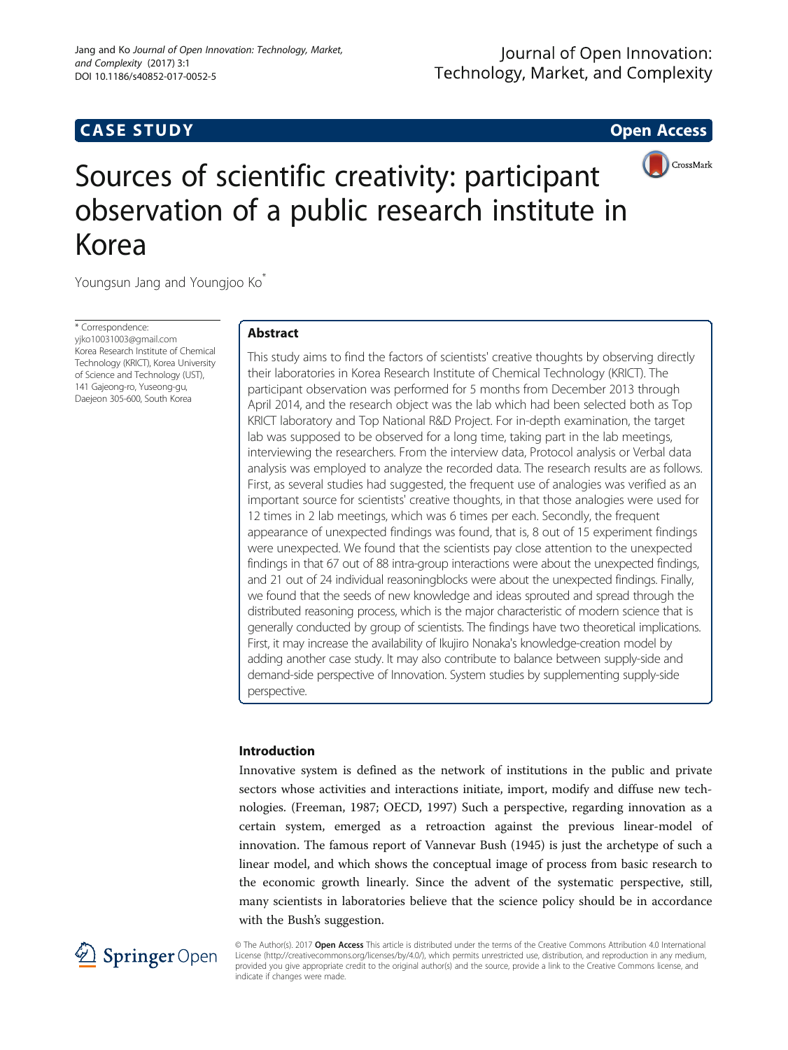CASE STUDY

Open Access

# Sources of scientific creativity: participant observation of a public research institute in Korea

Youngsun Jang and Youngjoo Ko*

\* Correspondence: yjko10031003@gmail.com
Korea Research Institute of Chemical Technology (KRICT), Korea University of Science and Technology (UST), 141 Gajeong-ro, Yuseong-gu, Daejeon 305-600, South Korea

## Abstract

This study aims to find the factors of scientists' creative thoughts by observing directly their laboratories in Korea Research Institute of Chemical Technology (KRICT). The participant observation was performed for 5 months from December 2013 through April 2014, and the research object was the lab which had been selected both as Top KRICT laboratory and Top National R&D Project. For in-depth examination, the target lab was supposed to be observed for a long time, taking part in the lab meetings, interviewing the researchers. From the interview data, Protocol analysis or Verbal data analysis was employed to analyze the recorded data. The research results are as follows. First, as several studies had suggested, the frequent use of analogies was verified as an important source for scientists' creative thoughts, in that those analogies were used for 12 times in 2 lab meetings, which was 6 times per each. Secondly, the frequent appearance of unexpected findings was found, that is, 8 out of 15 experiment findings were unexpected. We found that the scientists pay close attention to the unexpected findings in that 67 out of 88 intra-group interactions were about the unexpected findings, and 21 out of 24 individual reasoningblocks were about the unexpected findings. Finally, we found that the seeds of new knowledge and ideas sprouted and spread through the distributed reasoning process, which is the major characteristic of modern science that is generally conducted by group of scientists. The findings have two theoretical implications. First, it may increase the availability of Ikujiro Nonaka's knowledge-creation model by adding another case study. It may also contribute to balance between supply-side and demand-side perspective of Innovation. System studies by supplementing supply-side perspective.

## Introduction

Innovative system is defined as the network of institutions in the public and private sectors whose activities and interactions initiate, import, modify and diffuse new technologies. (Freeman, 1987; OECD, 1997) Such a perspective, regarding innovation as a certain system, emerged as a retroaction against the previous linear-model of innovation. The famous report of Vannevar Bush (1945) is just the archetype of such a linear model, and which shows the conceptual image of process from basic research to the economic growth linearly. Since the advent of the systematic perspective, still, many scientists in laboratories believe that the science policy should be in accordance with the Bush's suggestion.

© The Author(s). 2017 **Open Access** This article is distributed under the terms of the Creative Commons Attribution 4.0 International License (http://creativecommons.org/licenses/by/4.0/), which permits unrestricted use, distribution, and reproduction in any medium, provided you give appropriate credit to the original author(s) and the source, provide a link to the Creative Commons license, and indicate if changes were made.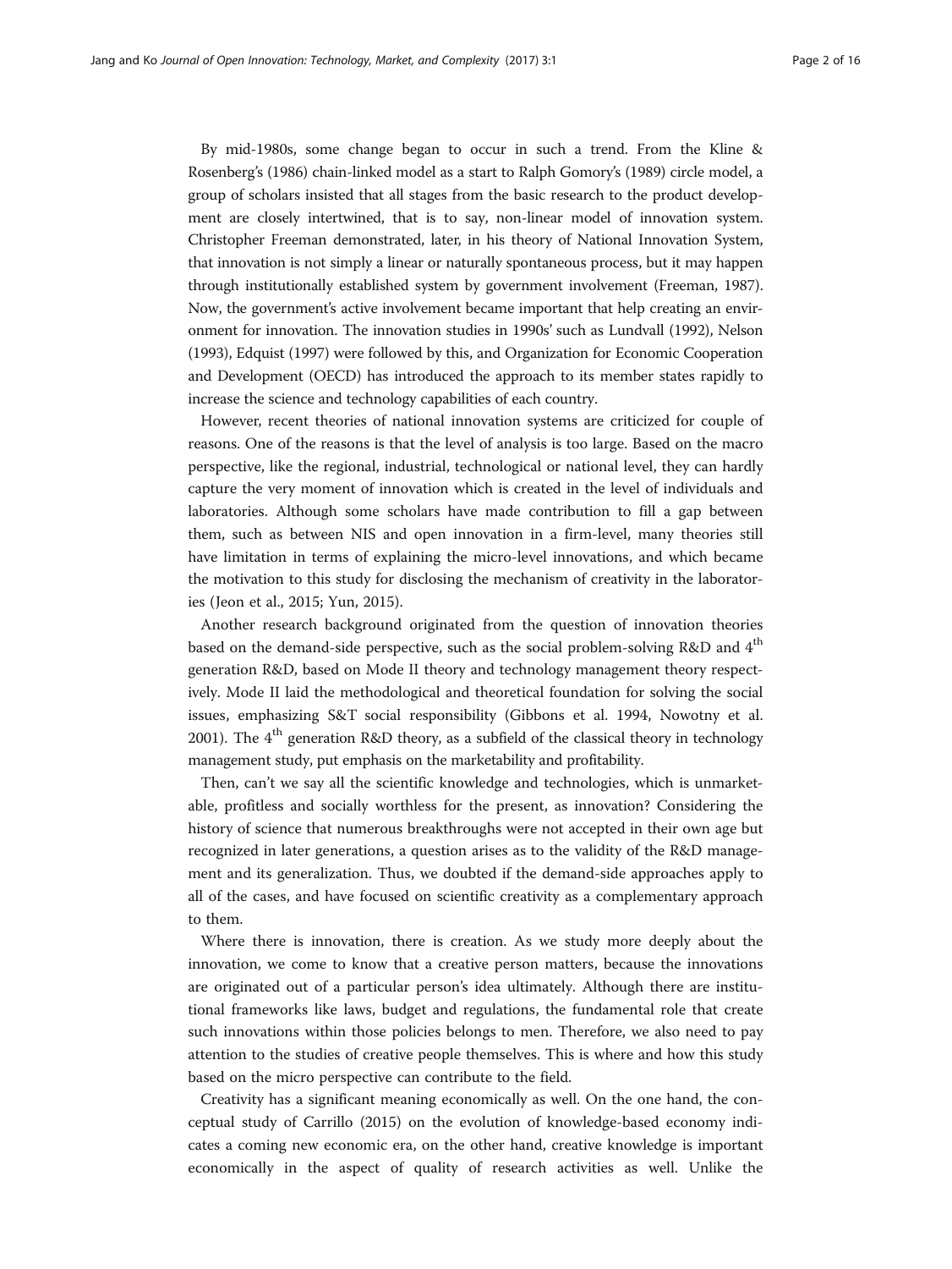By mid-1980s, some change began to occur in such a trend. From the Kline & Rosenberg's (1986) chain-linked model as a start to Ralph Gomory's (1989) circle model, a group of scholars insisted that all stages from the basic research to the product development are closely intertwined, that is to say, non-linear model of innovation system. Christopher Freeman demonstrated, later, in his theory of National Innovation System, that innovation is not simply a linear or naturally spontaneous process, but it may happen through institutionally established system by government involvement (Freeman, 1987). Now, the government's active involvement became important that help creating an environment for innovation. The innovation studies in 1990s' such as Lundvall (1992), Nelson (1993), Edquist (1997) were followed by this, and Organization for Economic Cooperation and Development (OECD) has introduced the approach to its member states rapidly to increase the science and technology capabilities of each country.

However, recent theories of national innovation systems are criticized for couple of reasons. One of the reasons is that the level of analysis is too large. Based on the macro perspective, like the regional, industrial, technological or national level, they can hardly capture the very moment of innovation which is created in the level of individuals and laboratories. Although some scholars have made contribution to fill a gap between them, such as between NIS and open innovation in a firm-level, many theories still have limitation in terms of explaining the micro-level innovations, and which became the motivation to this study for disclosing the mechanism of creativity in the laboratories (Jeon et al., 2015; Yun, 2015).

Another research background originated from the question of innovation theories based on the demand-side perspective, such as the social problem-solving R&D and 4th generation R&D, based on Mode II theory and technology management theory respectively. Mode II laid the methodological and theoretical foundation for solving the social issues, emphasizing S&T social responsibility (Gibbons et al. 1994, Nowotny et al. 2001). The 4th generation R&D theory, as a subfield of the classical theory in technology management study, put emphasis on the marketability and profitability.

Then, can't we say all the scientific knowledge and technologies, which is unmarketable, profitless and socially worthless for the present, as innovation? Considering the history of science that numerous breakthroughs were not accepted in their own age but recognized in later generations, a question arises as to the validity of the R&D management and its generalization. Thus, we doubted if the demand-side approaches apply to all of the cases, and have focused on scientific creativity as a complementary approach to them.

Where there is innovation, there is creation. As we study more deeply about the innovation, we come to know that a creative person matters, because the innovations are originated out of a particular person's idea ultimately. Although there are institutional frameworks like laws, budget and regulations, the fundamental role that create such innovations within those policies belongs to men. Therefore, we also need to pay attention to the studies of creative people themselves. This is where and how this study based on the micro perspective can contribute to the field.

Creativity has a significant meaning economically as well. On the one hand, the conceptual study of Carrillo (2015) on the evolution of knowledge-based economy indicates a coming new economic era, on the other hand, creative knowledge is important economically in the aspect of quality of research activities as well. Unlike the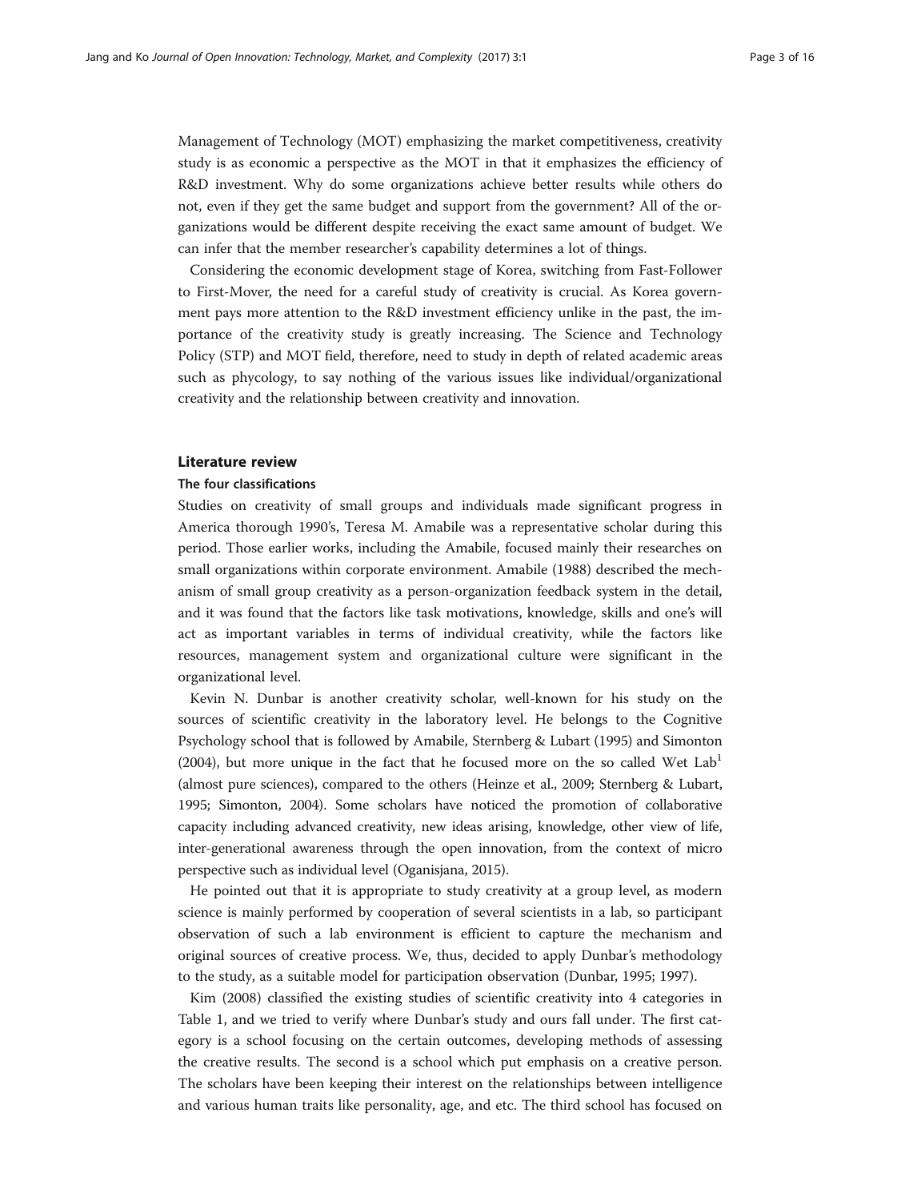Management of Technology (MOT) emphasizing the market competitiveness, creativity study is as economic a perspective as the MOT in that it emphasizes the efficiency of R&D investment. Why do some organizations achieve better results while others do not, even if they get the same budget and support from the government? All of the organizations would be different despite receiving the exact same amount of budget. We can infer that the member researcher's capability determines a lot of things.

Considering the economic development stage of Korea, switching from Fast-Follower to First-Mover, the need for a careful study of creativity is crucial. As Korea government pays more attention to the R&D investment efficiency unlike in the past, the importance of the creativity study is greatly increasing. The Science and Technology Policy (STP) and MOT field, therefore, need to study in depth of related academic areas such as phycology, to say nothing of the various issues like individual/organizational creativity and the relationship between creativity and innovation.

## Literature review

### The four classifications

Studies on creativity of small groups and individuals made significant progress in America thorough 1990's, Teresa M. Amabile was a representative scholar during this period. Those earlier works, including the Amabile, focused mainly their researches on small organizations within corporate environment. Amabile (1988) described the mechanism of small group creativity as a person-organization feedback system in the detail, and it was found that the factors like task motivations, knowledge, skills and one's will act as important variables in terms of individual creativity, while the factors like resources, management system and organizational culture were significant in the organizational level.

Kevin N. Dunbar is another creativity scholar, well-known for his study on the sources of scientific creativity in the laboratory level. He belongs to the Cognitive Psychology school that is followed by Amabile, Sternberg & Lubart (1995) and Simonton (2004), but more unique in the fact that he focused more on the so called Wet Lab[1] (almost pure sciences), compared to the others (Heinze et al., 2009; Sternberg & Lubart, 1995; Simonton, 2004). Some scholars have noticed the promotion of collaborative capacity including advanced creativity, new ideas arising, knowledge, other view of life, inter-generational awareness through the open innovation, from the context of micro perspective such as individual level (Oganisjana, 2015).

He pointed out that it is appropriate to study creativity at a group level, as modern science is mainly performed by cooperation of several scientists in a lab, so participant observation of such a lab environment is efficient to capture the mechanism and original sources of creative process. We, thus, decided to apply Dunbar's methodology to the study, as a suitable model for participation observation (Dunbar, 1995; 1997).

Kim (2008) classified the existing studies of scientific creativity into 4 categories in Table 1, and we tried to verify where Dunbar's study and ours fall under. The first category is a school focusing on the certain outcomes, developing methods of assessing the creative results. The second is a school which put emphasis on a creative person. The scholars have been keeping their interest on the relationships between intelligence and various human traits like personality, age, and etc. The third school has focused on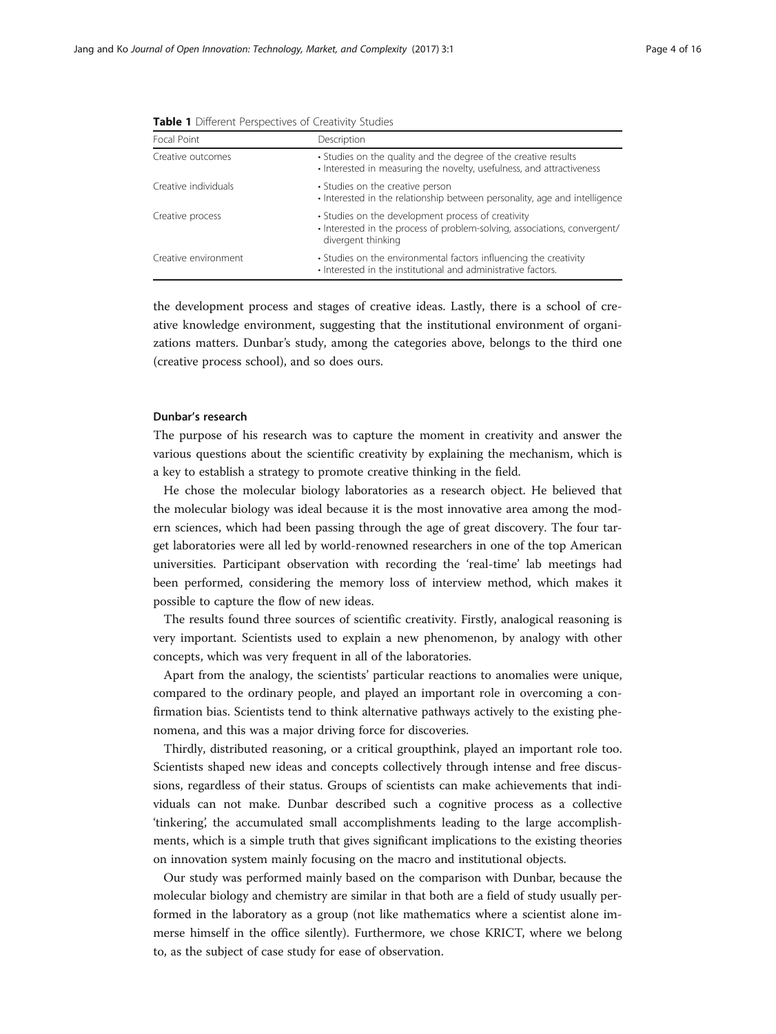**Table 1** Different Perspectives of Creativity Studies

| Focal Point | Description |
| --- | --- |
| Creative outcomes | • Studies on the quality and the degree of the creative results<br>• Interested in measuring the novelty, usefulness, and attractiveness |
| Creative individuals | • Studies on the creative person<br>• Interested in the relationship between personality, age and intelligence |
| Creative process | • Studies on the development process of creativity<br>• Interested in the process of problem-solving, associations, convergent/ divergent thinking |
| Creative environment | • Studies on the environmental factors influencing the creativity<br>• Interested in the institutional and administrative factors. |

the development process and stages of creative ideas. Lastly, there is a school of creative knowledge environment, suggesting that the institutional environment of organizations matters. Dunbar's study, among the categories above, belongs to the third one (creative process school), and so does ours.

#### Dunbar's research

The purpose of his research was to capture the moment in creativity and answer the various questions about the scientific creativity by explaining the mechanism, which is a key to establish a strategy to promote creative thinking in the field.

He chose the molecular biology laboratories as a research object. He believed that the molecular biology was ideal because it is the most innovative area among the modern sciences, which had been passing through the age of great discovery. The four target laboratories were all led by world-renowned researchers in one of the top American universities. Participant observation with recording the 'real-time' lab meetings had been performed, considering the memory loss of interview method, which makes it possible to capture the flow of new ideas.

The results found three sources of scientific creativity. Firstly, analogical reasoning is very important. Scientists used to explain a new phenomenon, by analogy with other concepts, which was very frequent in all of the laboratories.

Apart from the analogy, the scientists' particular reactions to anomalies were unique, compared to the ordinary people, and played an important role in overcoming a confirmation bias. Scientists tend to think alternative pathways actively to the existing phenomena, and this was a major driving force for discoveries.

Thirdly, distributed reasoning, or a critical groupthink, played an important role too. Scientists shaped new ideas and concepts collectively through intense and free discussions, regardless of their status. Groups of scientists can make achievements that individuals can not make. Dunbar described such a cognitive process as a collective 'tinkering', the accumulated small accomplishments leading to the large accomplishments, which is a simple truth that gives significant implications to the existing theories on innovation system mainly focusing on the macro and institutional objects.

Our study was performed mainly based on the comparison with Dunbar, because the molecular biology and chemistry are similar in that both are a field of study usually performed in the laboratory as a group (not like mathematics where a scientist alone immerse himself in the office silently). Furthermore, we chose KRICT, where we belong to, as the subject of case study for ease of observation.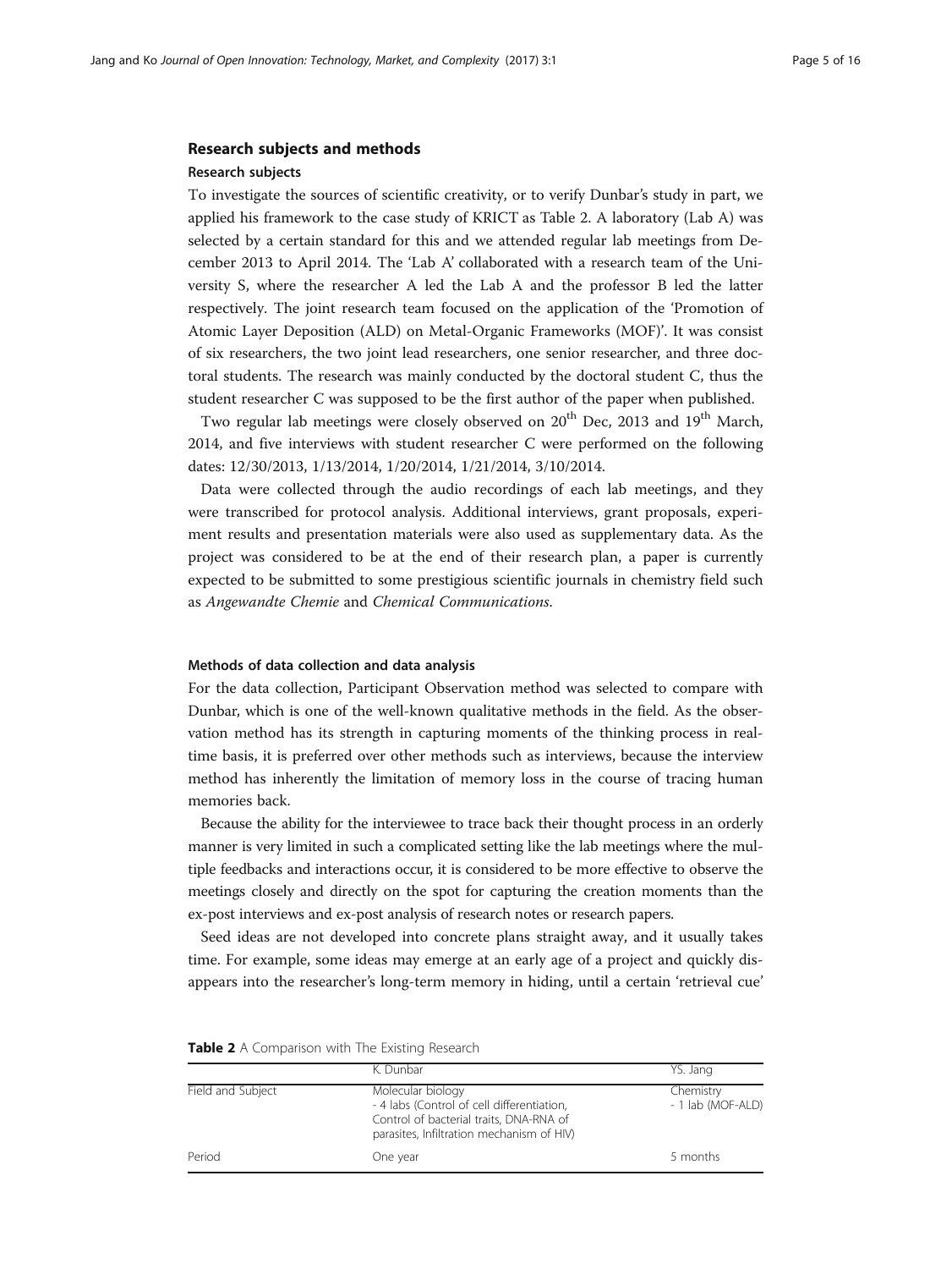## Research subjects and methods

### Research subjects

To investigate the sources of scientific creativity, or to verify Dunbar's study in part, we applied his framework to the case study of KRICT as Table 2. A laboratory (Lab A) was selected by a certain standard for this and we attended regular lab meetings from December 2013 to April 2014. The 'Lab A' collaborated with a research team of the University S, where the researcher A led the Lab A and the professor B led the latter respectively. The joint research team focused on the application of the 'Promotion of Atomic Layer Deposition (ALD) on Metal-Organic Frameworks (MOF)'. It was consist of six researchers, the two joint lead researchers, one senior researcher, and three doctoral students. The research was mainly conducted by the doctoral student C, thus the student researcher C was supposed to be the first author of the paper when published.

Two regular lab meetings were closely observed on 20th Dec, 2013 and 19th March, 2014, and five interviews with student researcher C were performed on the following dates: 12/30/2013, 1/13/2014, 1/20/2014, 1/21/2014, 3/10/2014.

Data were collected through the audio recordings of each lab meetings, and they were transcribed for protocol analysis. Additional interviews, grant proposals, experiment results and presentation materials were also used as supplementary data. As the project was considered to be at the end of their research plan, a paper is currently expected to be submitted to some prestigious scientific journals in chemistry field such as *Angewandte Chemie* and *Chemical Communications*.

### Methods of data collection and data analysis

For the data collection, Participant Observation method was selected to compare with Dunbar, which is one of the well-known qualitative methods in the field. As the observation method has its strength in capturing moments of the thinking process in real-time basis, it is preferred over other methods such as interviews, because the interview method has inherently the limitation of memory loss in the course of tracing human memories back.

Because the ability for the interviewee to trace back their thought process in an orderly manner is very limited in such a complicated setting like the lab meetings where the multiple feedbacks and interactions occur, it is considered to be more effective to observe the meetings closely and directly on the spot for capturing the creation moments than the ex-post interviews and ex-post analysis of research notes or research papers.

Seed ideas are not developed into concrete plans straight away, and it usually takes time. For example, some ideas may emerge at an early age of a project and quickly disappears into the researcher's long-term memory in hiding, until a certain 'retrieval cue'

**Table 2** A Comparison with The Existing Research

| | K. Dunbar | YS. Jang |
|---|---|---|
| Field and Subject | Molecular biology<br>- 4 labs (Control of cell differentiation, Control of bacterial traits, DNA-RNA of parasites, Infiltration mechanism of HIV) | Chemistry<br>- 1 lab (MOF-ALD) |
| Period | One year | 5 months |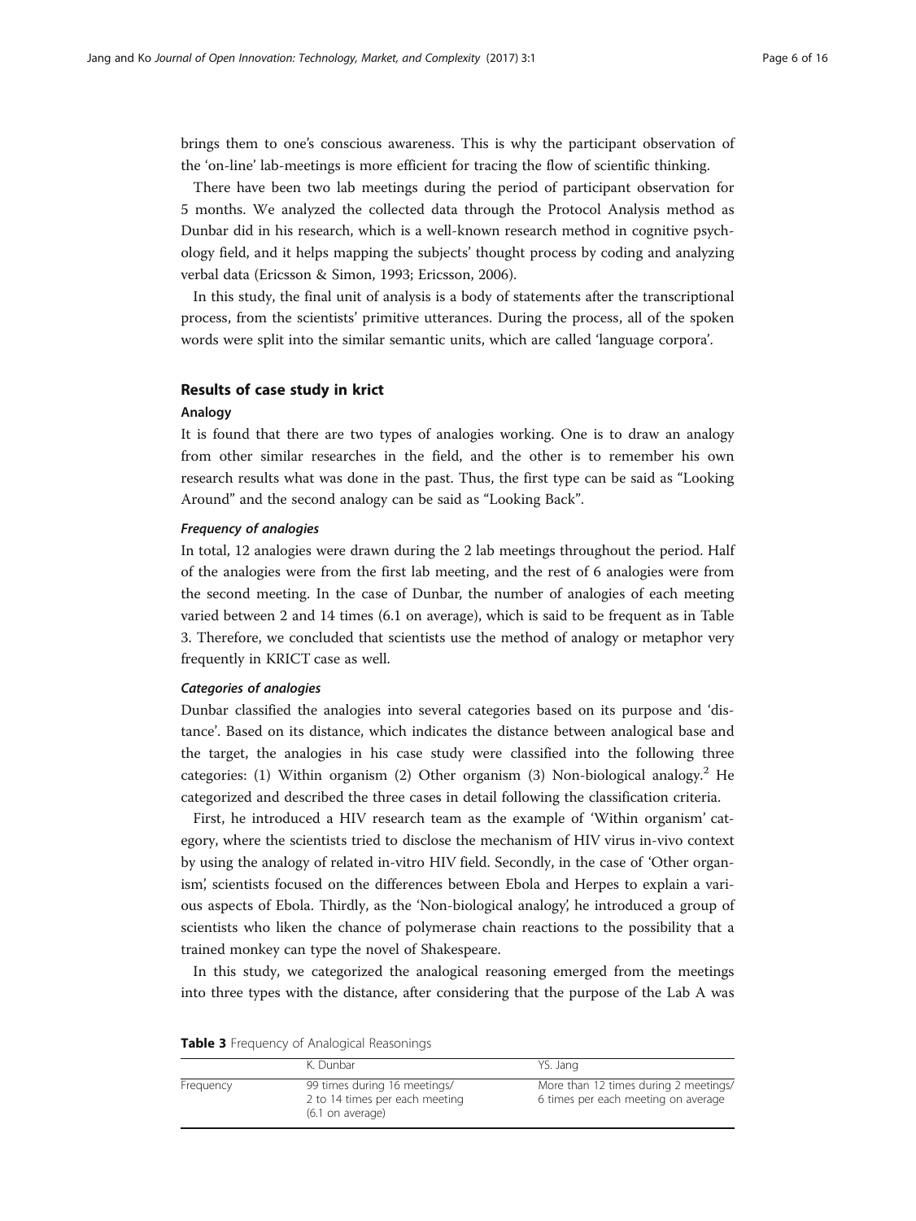brings them to one's conscious awareness. This is why the participant observation of the 'on-line' lab-meetings is more efficient for tracing the flow of scientific thinking.

There have been two lab meetings during the period of participant observation for 5 months. We analyzed the collected data through the Protocol Analysis method as Dunbar did in his research, which is a well-known research method in cognitive psychology field, and it helps mapping the subjects' thought process by coding and analyzing verbal data (Ericsson & Simon, 1993; Ericsson, 2006).

In this study, the final unit of analysis is a body of statements after the transcriptional process, from the scientists' primitive utterances. During the process, all of the spoken words were split into the similar semantic units, which are called 'language corpora'.

## Results of case study in krict

### Analogy

It is found that there are two types of analogies working. One is to draw an analogy from other similar researches in the field, and the other is to remember his own research results what was done in the past. Thus, the first type can be said as "Looking Around" and the second analogy can be said as "Looking Back".

#### *Frequency of analogies*

In total, 12 analogies were drawn during the 2 lab meetings throughout the period. Half of the analogies were from the first lab meeting, and the rest of 6 analogies were from the second meeting. In the case of Dunbar, the number of analogies of each meeting varied between 2 and 14 times (6.1 on average), which is said to be frequent as in Table 3. Therefore, we concluded that scientists use the method of analogy or metaphor very frequently in KRICT case as well.

#### *Categories of analogies*

Dunbar classified the analogies into several categories based on its purpose and 'distance'. Based on its distance, which indicates the distance between analogical base and the target, the analogies in his case study were classified into the following three categories: (1) Within organism (2) Other organism (3) Non-biological analogy.[2] He categorized and described the three cases in detail following the classification criteria.

First, he introduced a HIV research team as the example of 'Within organism' category, where the scientists tried to disclose the mechanism of HIV virus in-vivo context by using the analogy of related in-vitro HIV field. Secondly, in the case of 'Other organism', scientists focused on the differences between Ebola and Herpes to explain a various aspects of Ebola. Thirdly, as the 'Non-biological analogy', he introduced a group of scientists who liken the chance of polymerase chain reactions to the possibility that a trained monkey can type the novel of Shakespeare.

In this study, we categorized the analogical reasoning emerged from the meetings into three types with the distance, after considering that the purpose of the Lab A was

**Table 3** Frequency of Analogical Reasonings

| | K. Dunbar | YS. Jang |
|---|---|---|
| Frequency | 99 times during 16 meetings/ 2 to 14 times per each meeting (6.1 on average) | More than 12 times during 2 meetings/ 6 times per each meeting on average |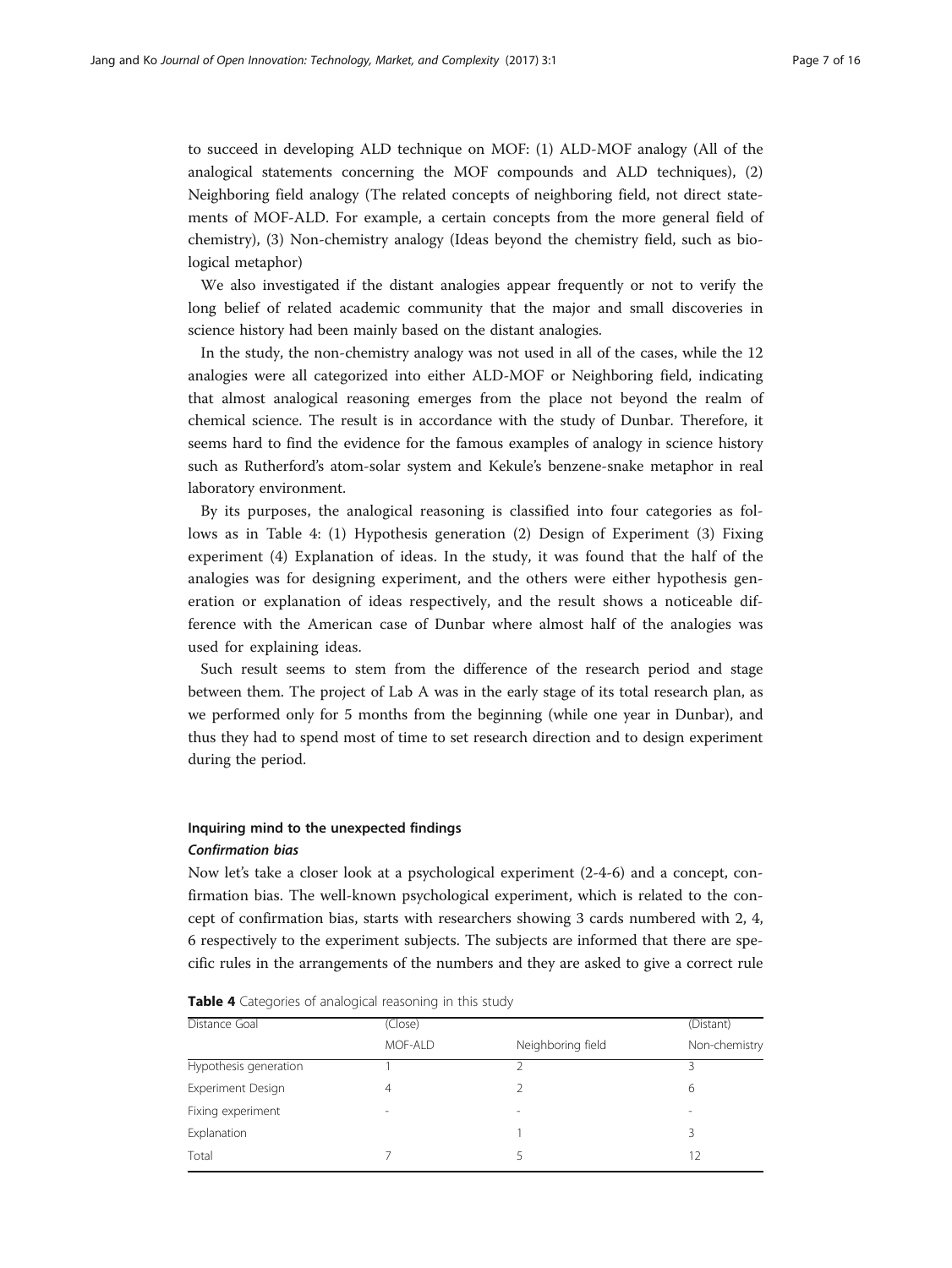to succeed in developing ALD technique on MOF: (1) ALD-MOF analogy (All of the analogical statements concerning the MOF compounds and ALD techniques), (2) Neighboring field analogy (The related concepts of neighboring field, not direct statements of MOF-ALD. For example, a certain concepts from the more general field of chemistry), (3) Non-chemistry analogy (Ideas beyond the chemistry field, such as biological metaphor)

We also investigated if the distant analogies appear frequently or not to verify the long belief of related academic community that the major and small discoveries in science history had been mainly based on the distant analogies.

In the study, the non-chemistry analogy was not used in all of the cases, while the 12 analogies were all categorized into either ALD-MOF or Neighboring field, indicating that almost analogical reasoning emerges from the place not beyond the realm of chemical science. The result is in accordance with the study of Dunbar. Therefore, it seems hard to find the evidence for the famous examples of analogy in science history such as Rutherford's atom-solar system and Kekule's benzene-snake metaphor in real laboratory environment.

By its purposes, the analogical reasoning is classified into four categories as follows as in Table 4: (1) Hypothesis generation (2) Design of Experiment (3) Fixing experiment (4) Explanation of ideas. In the study, it was found that the half of the analogies was for designing experiment, and the others were either hypothesis generation or explanation of ideas respectively, and the result shows a noticeable difference with the American case of Dunbar where almost half of the analogies was used for explaining ideas.

Such result seems to stem from the difference of the research period and stage between them. The project of Lab A was in the early stage of its total research plan, as we performed only for 5 months from the beginning (while one year in Dunbar), and thus they had to spend most of time to set research direction and to design experiment during the period.

## Inquiring mind to the unexpected findings

### *Confirmation bias*

Now let's take a closer look at a psychological experiment (2-4-6) and a concept, confirmation bias. The well-known psychological experiment, which is related to the concept of confirmation bias, starts with researchers showing 3 cards numbered with 2, 4, 6 respectively to the experiment subjects. The subjects are informed that there are specific rules in the arrangements of the numbers and they are asked to give a correct rule

**Table 4** Categories of analogical reasoning in this study

| Distance Goal | (Close) | | (Distant) |
|---|---|---|---|
| | MOF-ALD | Neighboring field | Non-chemistry |
| Hypothesis generation | 1 | 2 | 3 |
| Experiment Design | 4 | 2 | 6 |
| Fixing experiment | - | - | - |
| Explanation | | 1 | 3 |
| Total | 7 | 5 | 12 |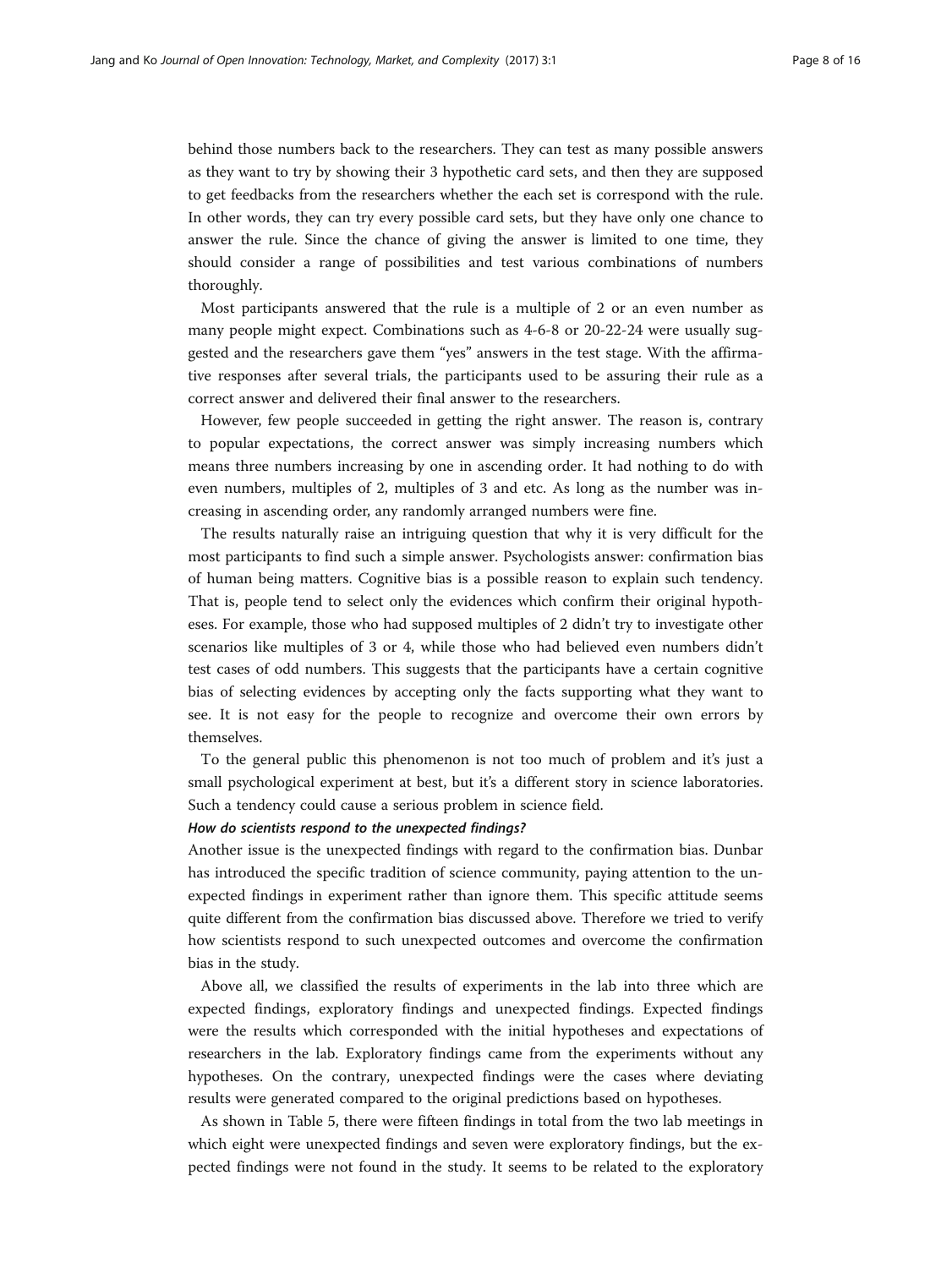behind those numbers back to the researchers. They can test as many possible answers as they want to try by showing their 3 hypothetic card sets, and then they are supposed to get feedbacks from the researchers whether the each set is correspond with the rule. In other words, they can try every possible card sets, but they have only one chance to answer the rule. Since the chance of giving the answer is limited to one time, they should consider a range of possibilities and test various combinations of numbers thoroughly.

Most participants answered that the rule is a multiple of 2 or an even number as many people might expect. Combinations such as 4-6-8 or 20-22-24 were usually suggested and the researchers gave them "yes" answers in the test stage. With the affirmative responses after several trials, the participants used to be assuring their rule as a correct answer and delivered their final answer to the researchers.

However, few people succeeded in getting the right answer. The reason is, contrary to popular expectations, the correct answer was simply increasing numbers which means three numbers increasing by one in ascending order. It had nothing to do with even numbers, multiples of 2, multiples of 3 and etc. As long as the number was increasing in ascending order, any randomly arranged numbers were fine.

The results naturally raise an intriguing question that why it is very difficult for the most participants to find such a simple answer. Psychologists answer: confirmation bias of human being matters. Cognitive bias is a possible reason to explain such tendency. That is, people tend to select only the evidences which confirm their original hypotheses. For example, those who had supposed multiples of 2 didn't try to investigate other scenarios like multiples of 3 or 4, while those who had believed even numbers didn't test cases of odd numbers. This suggests that the participants have a certain cognitive bias of selecting evidences by accepting only the facts supporting what they want to see. It is not easy for the people to recognize and overcome their own errors by themselves.

To the general public this phenomenon is not too much of problem and it's just a small psychological experiment at best, but it's a different story in science laboratories. Such a tendency could cause a serious problem in science field.

#### *How do scientists respond to the unexpected findings?*

Another issue is the unexpected findings with regard to the confirmation bias. Dunbar has introduced the specific tradition of science community, paying attention to the unexpected findings in experiment rather than ignore them. This specific attitude seems quite different from the confirmation bias discussed above. Therefore we tried to verify how scientists respond to such unexpected outcomes and overcome the confirmation bias in the study.

Above all, we classified the results of experiments in the lab into three which are expected findings, exploratory findings and unexpected findings. Expected findings were the results which corresponded with the initial hypotheses and expectations of researchers in the lab. Exploratory findings came from the experiments without any hypotheses. On the contrary, unexpected findings were the cases where deviating results were generated compared to the original predictions based on hypotheses.

As shown in Table 5, there were fifteen findings in total from the two lab meetings in which eight were unexpected findings and seven were exploratory findings, but the expected findings were not found in the study. It seems to be related to the exploratory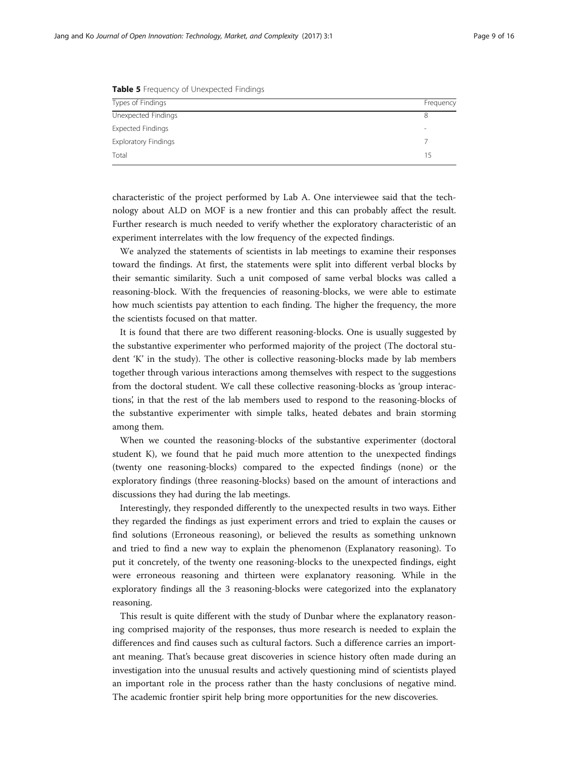**Table 5** Frequency of Unexpected Findings

| Types of Findings | Frequency |
|---|---|
| Unexpected Findings | 8 |
| Expected Findings | - |
| Exploratory Findings | 7 |
| Total | 15 |

characteristic of the project performed by Lab A. One interviewee said that the technology about ALD on MOF is a new frontier and this can probably affect the result. Further research is much needed to verify whether the exploratory characteristic of an experiment interrelates with the low frequency of the expected findings.

We analyzed the statements of scientists in lab meetings to examine their responses toward the findings. At first, the statements were split into different verbal blocks by their semantic similarity. Such a unit composed of same verbal blocks was called a reasoning-block. With the frequencies of reasoning-blocks, we were able to estimate how much scientists pay attention to each finding. The higher the frequency, the more the scientists focused on that matter.

It is found that there are two different reasoning-blocks. One is usually suggested by the substantive experimenter who performed majority of the project (The doctoral student 'K' in the study). The other is collective reasoning-blocks made by lab members together through various interactions among themselves with respect to the suggestions from the doctoral student. We call these collective reasoning-blocks as 'group interactions', in that the rest of the lab members used to respond to the reasoning-blocks of the substantive experimenter with simple talks, heated debates and brain storming among them.

When we counted the reasoning-blocks of the substantive experimenter (doctoral student K), we found that he paid much more attention to the unexpected findings (twenty one reasoning-blocks) compared to the expected findings (none) or the exploratory findings (three reasoning-blocks) based on the amount of interactions and discussions they had during the lab meetings.

Interestingly, they responded differently to the unexpected results in two ways. Either they regarded the findings as just experiment errors and tried to explain the causes or find solutions (Erroneous reasoning), or believed the results as something unknown and tried to find a new way to explain the phenomenon (Explanatory reasoning). To put it concretely, of the twenty one reasoning-blocks to the unexpected findings, eight were erroneous reasoning and thirteen were explanatory reasoning. While in the exploratory findings all the 3 reasoning-blocks were categorized into the explanatory reasoning.

This result is quite different with the study of Dunbar where the explanatory reasoning comprised majority of the responses, thus more research is needed to explain the differences and find causes such as cultural factors. Such a difference carries an important meaning. That's because great discoveries in science history often made during an investigation into the unusual results and actively questioning mind of scientists played an important role in the process rather than the hasty conclusions of negative mind. The academic frontier spirit help bring more opportunities for the new discoveries.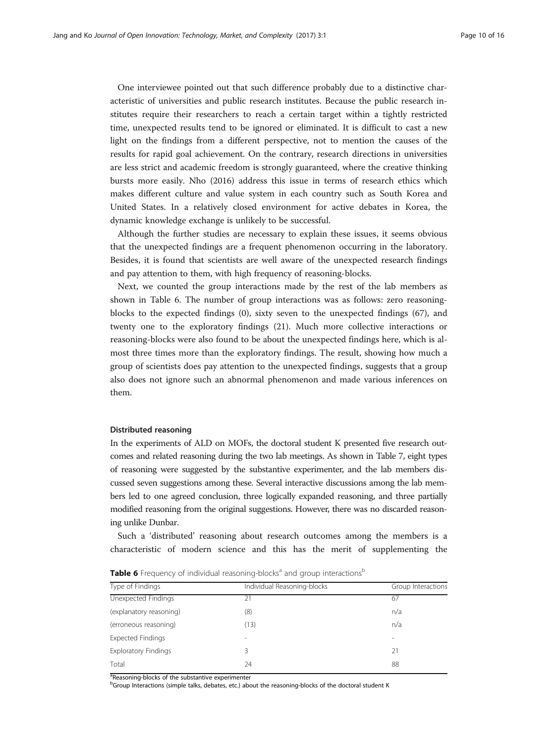One interviewee pointed out that such difference probably due to a distinctive characteristic of universities and public research institutes. Because the public research institutes require their researchers to reach a certain target within a tightly restricted time, unexpected results tend to be ignored or eliminated. It is difficult to cast a new light on the findings from a different perspective, not to mention the causes of the results for rapid goal achievement. On the contrary, research directions in universities are less strict and academic freedom is strongly guaranteed, where the creative thinking bursts more easily. Nho (2016) address this issue in terms of research ethics which makes different culture and value system in each country such as South Korea and United States. In a relatively closed environment for active debates in Korea, the dynamic knowledge exchange is unlikely to be successful.

Although the further studies are necessary to explain these issues, it seems obvious that the unexpected findings are a frequent phenomenon occurring in the laboratory. Besides, it is found that scientists are well aware of the unexpected research findings and pay attention to them, with high frequency of reasoning-blocks.

Next, we counted the group interactions made by the rest of the lab members as shown in Table 6. The number of group interactions was as follows: zero reasoning-blocks to the expected findings (0), sixty seven to the unexpected findings (67), and twenty one to the exploratory findings (21). Much more collective interactions or reasoning-blocks were also found to be about the unexpected findings here, which is almost three times more than the exploratory findings. The result, showing how much a group of scientists does pay attention to the unexpected findings, suggests that a group also does not ignore such an abnormal phenomenon and made various inferences on them.

### Distributed reasoning

In the experiments of ALD on MOFs, the doctoral student K presented five research outcomes and related reasoning during the two lab meetings. As shown in Table 7, eight types of reasoning were suggested by the substantive experimenter, and the lab members discussed seven suggestions among these. Several interactive discussions among the lab members led to one agreed conclusion, three logically expanded reasoning, and three partially modified reasoning from the original suggestions. However, there was no discarded reasoning unlike Dunbar.

Such a 'distributed' reasoning about research outcomes among the members is a characteristic of modern science and this has the merit of supplementing the

**Table 6** Frequency of individual reasoning-blocks[a] and group interactions[b]

| Type of Findings | Individual Reasoning-blocks | Group Interactions |
|---|---|---|
| Unexpected Findings | 21 | 67 |
| (explanatory reasoning) | (8) | n/a |
| (erroneous reasoning) | (13) | n/a |
| Expected Findings | - | - |
| Exploratory Findings | 3 | 21 |
| Total | 24 | 88 |

[a]Reasoning-blocks of the substantive experimenter
[b]Group Interactions (simple talks, debates, etc.) about the reasoning-blocks of the doctoral student K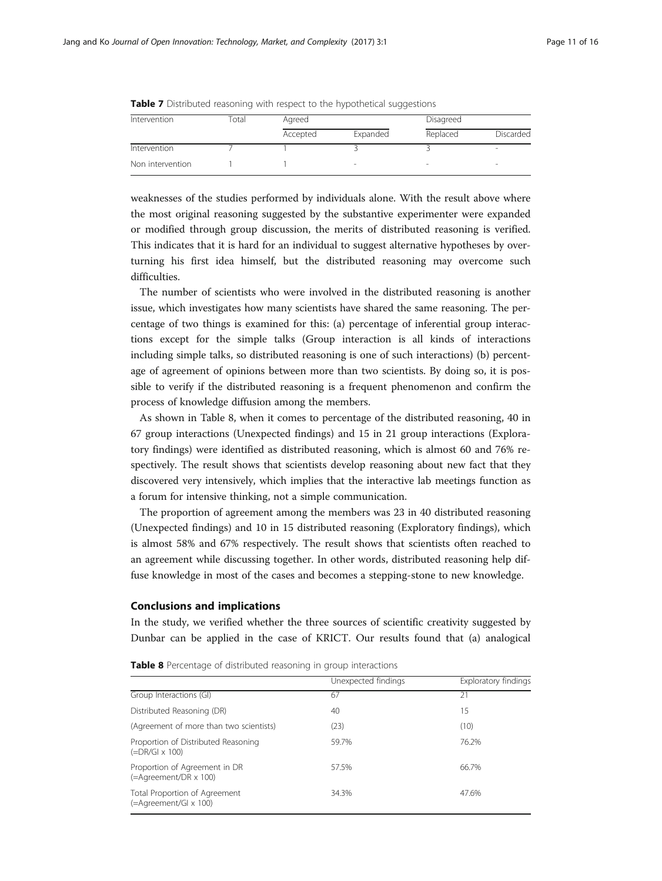**Table 7** Distributed reasoning with respect to the hypothetical suggestions

| Intervention | Total | Agreed | | Disagreed | |
|---|---|---|---|---|---|
| | | Accepted | Expanded | Replaced | Discarded |
| Intervention | 7 | 1 | 3 | 3 | - |
| Non intervention | 1 | 1 | - | - | - |

weaknesses of the studies performed by individuals alone. With the result above where the most original reasoning suggested by the substantive experimenter were expanded or modified through group discussion, the merits of distributed reasoning is verified. This indicates that it is hard for an individual to suggest alternative hypotheses by overturning his first idea himself, but the distributed reasoning may overcome such difficulties.

The number of scientists who were involved in the distributed reasoning is another issue, which investigates how many scientists have shared the same reasoning. The percentage of two things is examined for this: (a) percentage of inferential group interactions except for the simple talks (Group interaction is all kinds of interactions including simple talks, so distributed reasoning is one of such interactions) (b) percentage of agreement of opinions between more than two scientists. By doing so, it is possible to verify if the distributed reasoning is a frequent phenomenon and confirm the process of knowledge diffusion among the members.

As shown in Table 8, when it comes to percentage of the distributed reasoning, 40 in 67 group interactions (Unexpected findings) and 15 in 21 group interactions (Exploratory findings) were identified as distributed reasoning, which is almost 60 and 76% respectively. The result shows that scientists develop reasoning about new fact that they discovered very intensively, which implies that the interactive lab meetings function as a forum for intensive thinking, not a simple communication.

The proportion of agreement among the members was 23 in 40 distributed reasoning (Unexpected findings) and 10 in 15 distributed reasoning (Exploratory findings), which is almost 58% and 67% respectively. The result shows that scientists often reached to an agreement while discussing together. In other words, distributed reasoning help diffuse knowledge in most of the cases and becomes a stepping-stone to new knowledge.

## Conclusions and implications

In the study, we verified whether the three sources of scientific creativity suggested by Dunbar can be applied in the case of KRICT. Our results found that (a) analogical

**Table 8** Percentage of distributed reasoning in group interactions

| | Unexpected findings | Exploratory findings |
|---|---|---|
| Group Interactions (GI) | 67 | 21 |
| Distributed Reasoning (DR) | 40 | 15 |
| (Agreement of more than two scientists) | (23) | (10) |
| Proportion of Distributed Reasoning (=DR/GI x 100) | 59.7% | 76.2% |
| Proportion of Agreement in DR (=Agreement/DR x 100) | 57.5% | 66.7% |
| Total Proportion of Agreement (=Agreement/GI x 100) | 34.3% | 47.6% |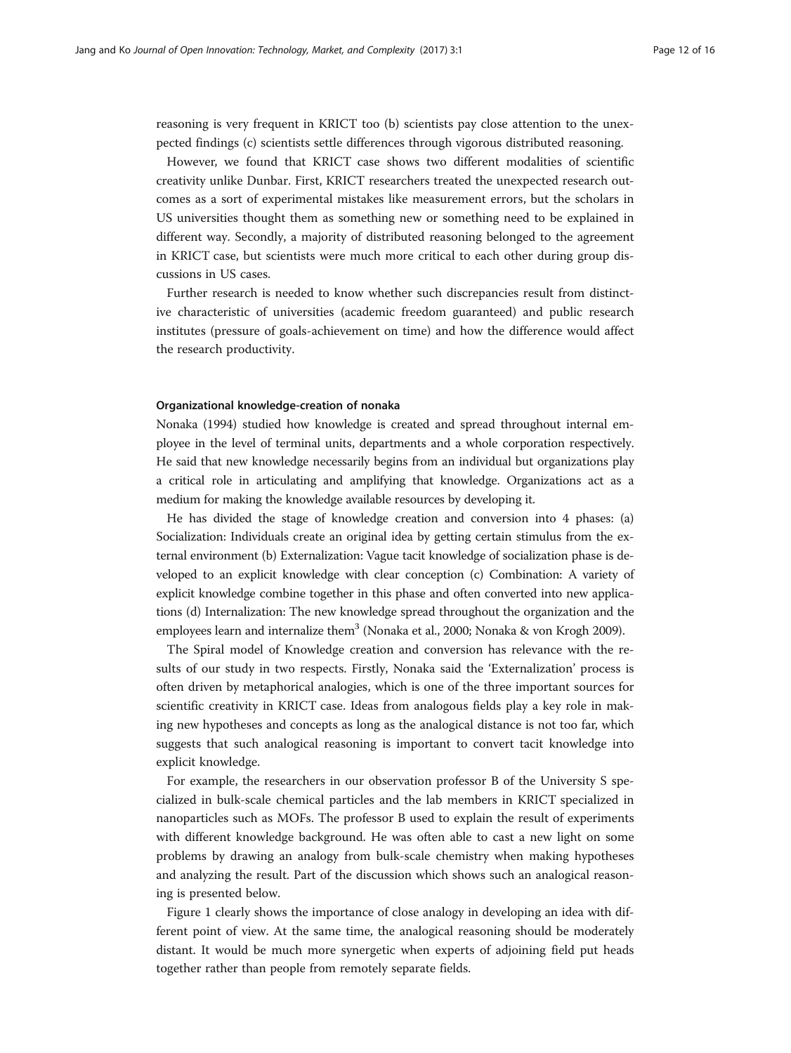reasoning is very frequent in KRICT too (b) scientists pay close attention to the unexpected findings (c) scientists settle differences through vigorous distributed reasoning.

However, we found that KRICT case shows two different modalities of scientific creativity unlike Dunbar. First, KRICT researchers treated the unexpected research outcomes as a sort of experimental mistakes like measurement errors, but the scholars in US universities thought them as something new or something need to be explained in different way. Secondly, a majority of distributed reasoning belonged to the agreement in KRICT case, but scientists were much more critical to each other during group discussions in US cases.

Further research is needed to know whether such discrepancies result from distinctive characteristic of universities (academic freedom guaranteed) and public research institutes (pressure of goals-achievement on time) and how the difference would affect the research productivity.

#### Organizational knowledge-creation of nonaka

Nonaka (1994) studied how knowledge is created and spread throughout internal employee in the level of terminal units, departments and a whole corporation respectively. He said that new knowledge necessarily begins from an individual but organizations play a critical role in articulating and amplifying that knowledge. Organizations act as a medium for making the knowledge available resources by developing it.

He has divided the stage of knowledge creation and conversion into 4 phases: (a) Socialization: Individuals create an original idea by getting certain stimulus from the external environment (b) Externalization: Vague tacit knowledge of socialization phase is developed to an explicit knowledge with clear conception (c) Combination: A variety of explicit knowledge combine together in this phase and often converted into new applications (d) Internalization: The new knowledge spread throughout the organization and the employees learn and internalize them[3] (Nonaka et al., 2000; Nonaka & von Krogh 2009).

The Spiral model of Knowledge creation and conversion has relevance with the results of our study in two respects. Firstly, Nonaka said the 'Externalization' process is often driven by metaphorical analogies, which is one of the three important sources for scientific creativity in KRICT case. Ideas from analogous fields play a key role in making new hypotheses and concepts as long as the analogical distance is not too far, which suggests that such analogical reasoning is important to convert tacit knowledge into explicit knowledge.

For example, the researchers in our observation professor B of the University S specialized in bulk-scale chemical particles and the lab members in KRICT specialized in nanoparticles such as MOFs. The professor B used to explain the result of experiments with different knowledge background. He was often able to cast a new light on some problems by drawing an analogy from bulk-scale chemistry when making hypotheses and analyzing the result. Part of the discussion which shows such an analogical reasoning is presented below.

Figure 1 clearly shows the importance of close analogy in developing an idea with different point of view. At the same time, the analogical reasoning should be moderately distant. It would be much more synergetic when experts of adjoining field put heads together rather than people from remotely separate fields.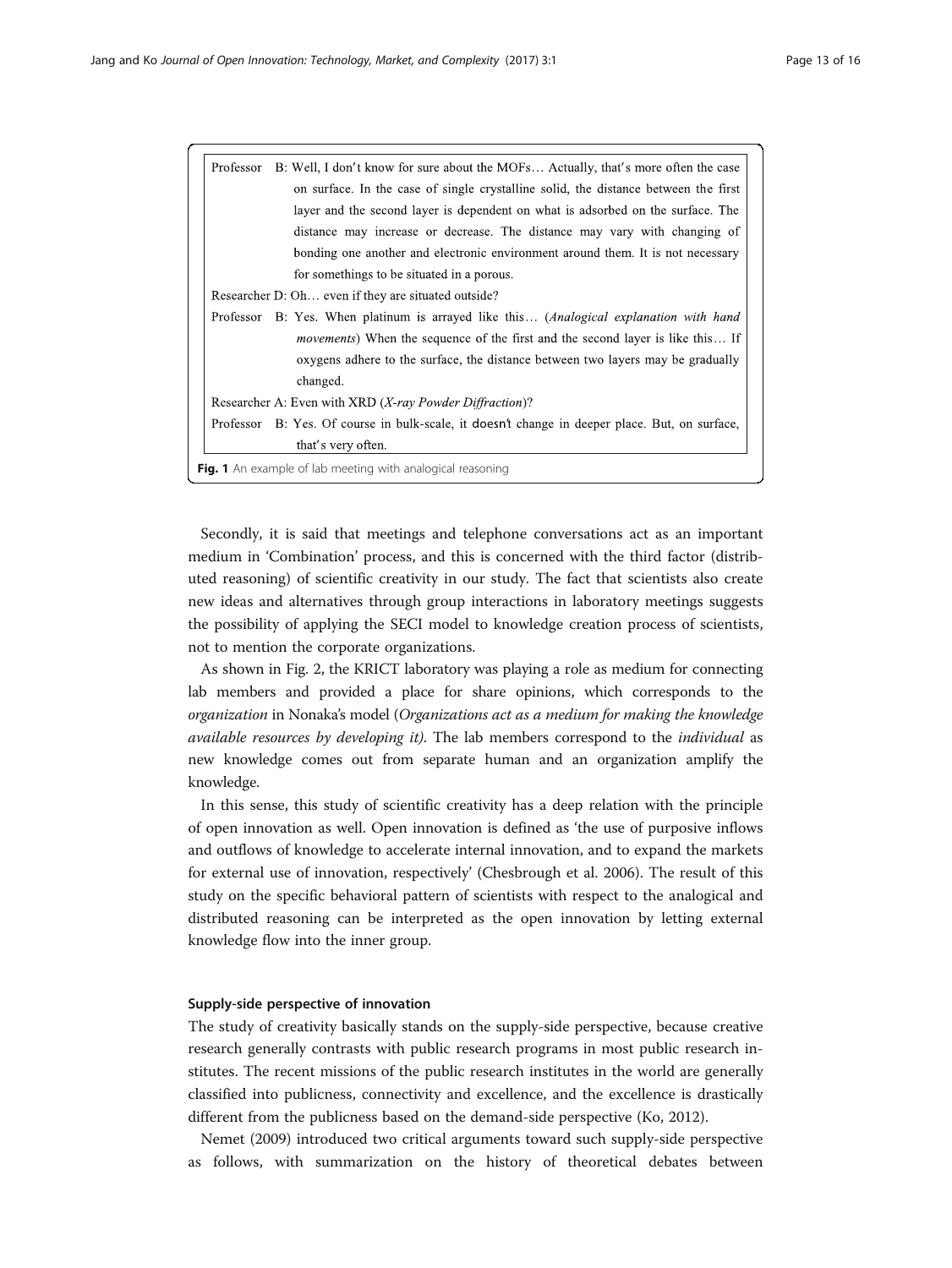Professor B: Well, I don't know for sure about the MOFs… Actually, that's more often the case on surface. In the case of single crystalline solid, the distance between the first layer and the second layer is dependent on what is adsorbed on the surface. The distance may increase or decrease. The distance may vary with changing of bonding one another and electronic environment around them. It is not necessary for somethings to be situated in a porous.

Researcher D: Oh… even if they are situated outside?

Professor B: Yes. When platinum is arrayed like this… (*Analogical explanation with hand movements*) When the sequence of the first and the second layer is like this… If oxygens adhere to the surface, the distance between two layers may be gradually changed.

Researcher A: Even with XRD (*X-ray Powder Diffraction*)?

Professor B: Yes. Of course in bulk-scale, it doesn't change in deeper place. But, on surface, that's very often.

**Fig. 1** An example of lab meeting with analogical reasoning

Secondly, it is said that meetings and telephone conversations act as an important medium in 'Combination' process, and this is concerned with the third factor (distributed reasoning) of scientific creativity in our study. The fact that scientists also create new ideas and alternatives through group interactions in laboratory meetings suggests the possibility of applying the SECI model to knowledge creation process of scientists, not to mention the corporate organizations.

As shown in Fig. 2, the KRICT laboratory was playing a role as medium for connecting lab members and provided a place for share opinions, which corresponds to the *organization* in Nonaka's model (*Organizations act as a medium for making the knowledge available resources by developing it).* The lab members correspond to the *individual* as new knowledge comes out from separate human and an organization amplify the knowledge.

In this sense, this study of scientific creativity has a deep relation with the principle of open innovation as well. Open innovation is defined as 'the use of purposive inflows and outflows of knowledge to accelerate internal innovation, and to expand the markets for external use of innovation, respectively' (Chesbrough et al. 2006). The result of this study on the specific behavioral pattern of scientists with respect to the analogical and distributed reasoning can be interpreted as the open innovation by letting external knowledge flow into the inner group.

### Supply-side perspective of innovation

The study of creativity basically stands on the supply-side perspective, because creative research generally contrasts with public research programs in most public research institutes. The recent missions of the public research institutes in the world are generally classified into publicness, connectivity and excellence, and the excellence is drastically different from the publicness based on the demand-side perspective (Ko, 2012).

Nemet (2009) introduced two critical arguments toward such supply-side perspective as follows, with summarization on the history of theoretical debates between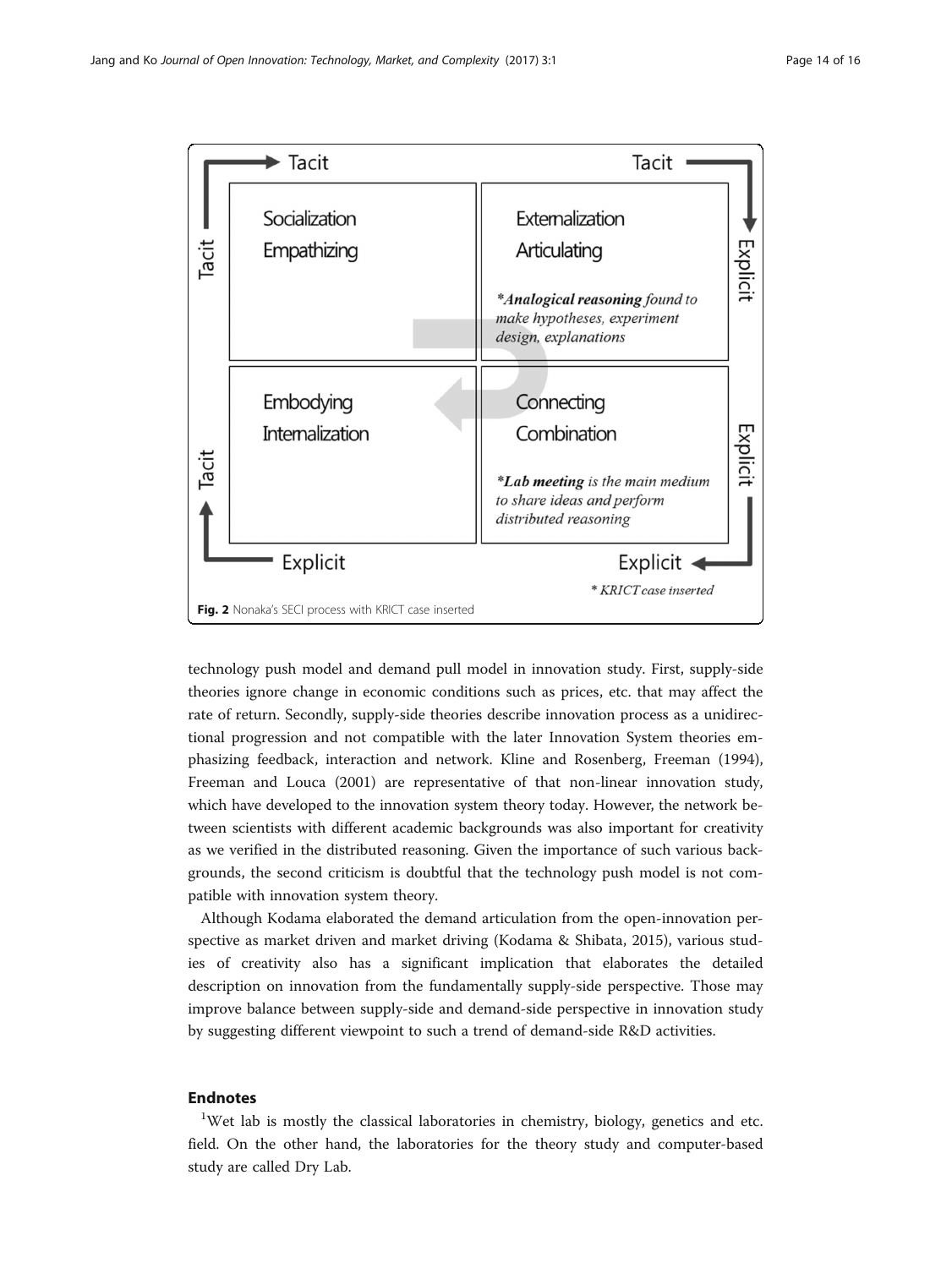Fig. 2 Nonaka's SECI process with KRICT case inserted

technology push model and demand pull model in innovation study. First, supply-side theories ignore change in economic conditions such as prices, etc. that may affect the rate of return. Secondly, supply-side theories describe innovation process as a unidirectional progression and not compatible with the later Innovation System theories emphasizing feedback, interaction and network. Kline and Rosenberg, Freeman (1994), Freeman and Louca (2001) are representative of that non-linear innovation study, which have developed to the innovation system theory today. However, the network between scientists with different academic backgrounds was also important for creativity as we verified in the distributed reasoning. Given the importance of such various backgrounds, the second criticism is doubtful that the technology push model is not compatible with innovation system theory.

Although Kodama elaborated the demand articulation from the open-innovation perspective as market driven and market driving (Kodama & Shibata, 2015), various studies of creativity also has a significant implication that elaborates the detailed description on innovation from the fundamentally supply-side perspective. Those may improve balance between supply-side and demand-side perspective in innovation study by suggesting different viewpoint to such a trend of demand-side R&D activities.

## Endnotes

[1]Wet lab is mostly the classical laboratories in chemistry, biology, genetics and etc. field. On the other hand, the laboratories for the theory study and computer-based study are called Dry Lab.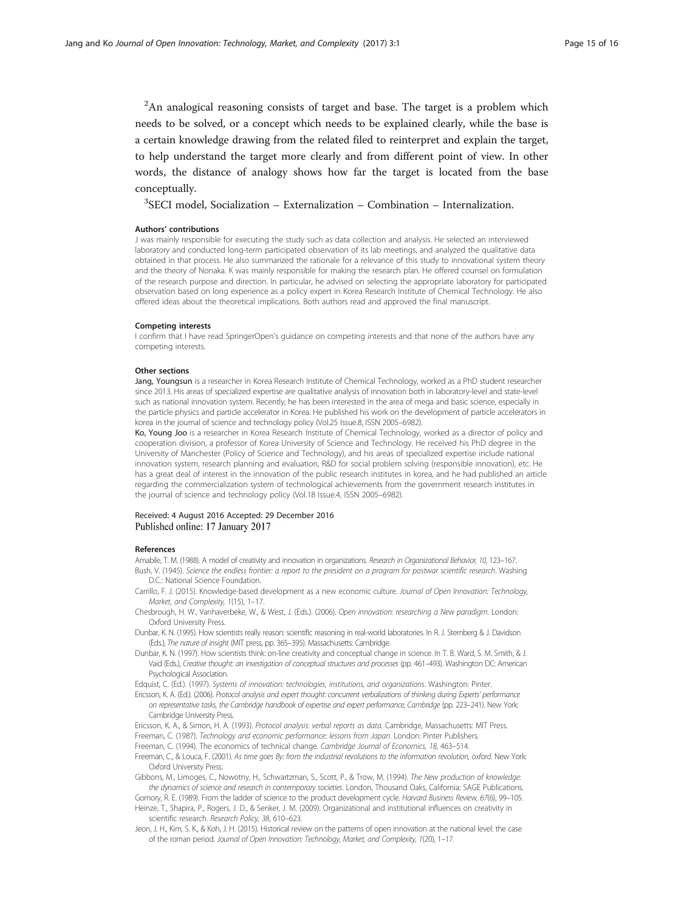[2]An analogical reasoning consists of target and base. The target is a problem which needs to be solved, or a concept which needs to be explained clearly, while the base is a certain knowledge drawing from the related filed to reinterpret and explain the target, to help understand the target more clearly and from different point of view. In other words, the distance of analogy shows how far the target is located from the base conceptually.

[3]SECI model, Socialization – Externalization – Combination – Internalization.

#### Authors' contributions

J was mainly responsible for executing the study such as data collection and analysis. He selected an interviewed laboratory and conducted long-term participated observation of its lab meetings, and analyzed the qualitative data obtained in that process. He also summarized the rationale for a relevance of this study to innovational system theory and the theory of Nonaka. K was mainly responsible for making the research plan. He offered counsel on formulation of the research purpose and direction. In particular, he advised on selecting the appropriate laboratory for participated observation based on long experience as a policy expert in Korea Research Institute of Chemical Technology. He also offered ideas about the theoretical implications. Both authors read and approved the final manuscript.

#### Competing interests

I confirm that I have read SpringerOpen's guidance on competing interests and that none of the authors have any competing interests.

#### Other sections

**Jang, Youngsun** is a researcher in Korea Research Institute of Chemical Technology, worked as a PhD student researcher since 2013. His areas of specialized expertise are qualitative analysis of innovation both in laboratory-level and state-level such as national innovation system. Recently, he has been interested in the area of mega and basic science, especially in the particle physics and particle accelerator in Korea. He published his work on the development of particle accelerators in korea in the journal of science and technology policy (Vol.25 Issue.8, ISSN 2005–6982).

**Ko, Young Joo** is a researcher in Korea Research Institute of Chemical Technology, worked as a director of policy and cooperation division, a professor of Korea University of Science and Technology. He received his PhD degree in the University of Manchester (Policy of Science and Technology), and his areas of specialized expertise include national innovation system, research planning and evaluation, R&D for social problem solving (responsible innovation), etc. He has a great deal of interest in the innovation of the public research institutes in korea, and he had published an article regarding the commercialization system of technological achievements from the government research institutes in the journal of science and technology policy (Vol.18 Issue.4, ISSN 2005–6982).

Received: 4 August 2016 Accepted: 29 December 2016
Published online: 17 January 2017

#### References

Amabile, T. M. (1988). A model of creativity and innovation in organizations. *Research in Organizational Behavior, 10*, 123–167.

Bush, V. (1945). *Science the endless frontier: a report to the president on a program for postwar scientific research*. Washing D.C.: National Science Foundation.

Carrillo, F. J. (2015). Knowledge-based development as a new economic culture. *Journal of Open Innovation: Technology, Market, and Complexity, 1*(15), 1–17.

Chesbrough, H. W., Vanhaverbeke, W., & West, J. (Eds.). (2006). *Open innovation: researching a New paradigm*. London: Oxford University Press.

Dunbar, K. N. (1995). How scientists really reason: scientific reasoning in real-world laboratories. In R. J. Sternberg & J. Davidson (Eds.), *The nature of insight* (MIT press, pp. 365–395). Massachusetts: Cambridge.

Dunbar, K. N. (1997). How scientists think: on-line creativity and conceptual change in science. In T. B. Ward, S. M. Smith, & J. Vaid (Eds.), *Creative thought: an investigation of conceptual structures and processes* (pp. 461–493). Washington DC: American Psychological Association.

Edquist, C. (Ed.). (1997). *Systems of innovation: technologies, institutions, and organizations*. Washington: Pinter.

Ericsson, K. A. (Ed.). (2006). *Protocol analysis and expert thought: concurrent verbalizations of thinking during Experts' performance on representative tasks, the Cambridge handbook of expertise and expert performance, Cambridge* (pp. 223–241). New York: Cambridge University Press.

Ericsson, K. A., & Simon, H. A. (1993). *Protocol analysis: verbal reports as data*. Cambridge, Massachusetts: MIT Press.

Freeman, C. (1987). *Technology and economic performance: lessons from Japan*. London: Pinter Publishers.

Freeman, C. (1994). The economics of technical change. *Cambridge Journal of Economics, 18*, 463–514.

Freeman, C., & Louca, F. (2001). *As time goes By: from the industrial revolutions to the information revolution, oxford*. New York: Oxford University Press.

Gibbons, M., Limoges, C., Nowotny, H., Schwartzman, S., Scott, P., & Trow, M. (1994). *The New production of knowledge: the dynamics of science and research in contemporary societies*. London, Thousand Oaks, California: SAGE Publications.

Gomory, R. E. (1989). From the ladder of science to the product development cycle. *Harvard Business Review, 67*(6), 99–105.

Heinze, T., Shapira, P., Rogers, J. D., & Senker, J. M. (2009). Organizational and institutional influences on creativity in scientific research. *Research Policy, 38*, 610–623.

Jeon, J. H., Kim, S. K., & Koh, J. H. (2015). Historical review on the patterns of open innovation at the national level: the case of the roman period. *Journal of Open Innovation: Technology, Market, and Complexity, 1*(20), 1–17.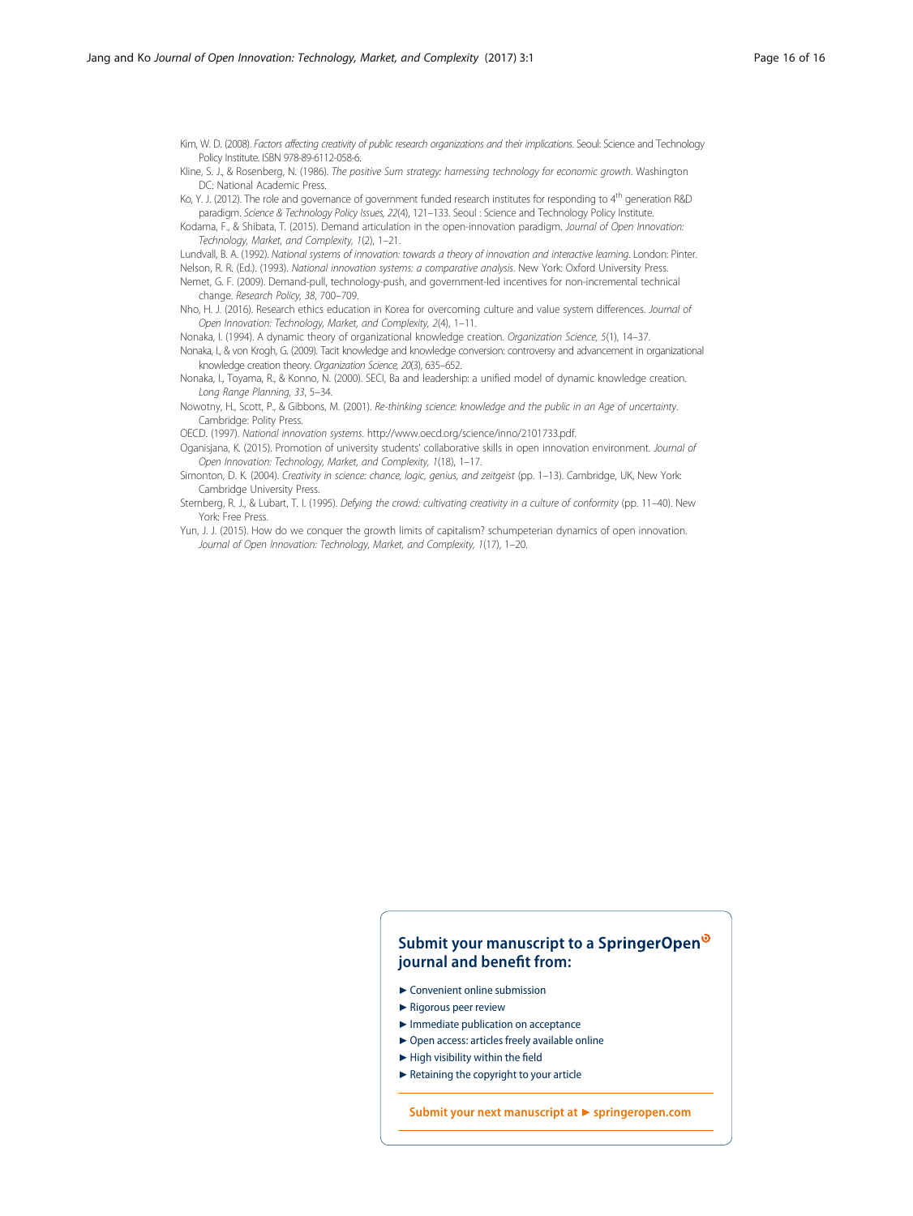Kim, W. D. (2008). *Factors affecting creativity of public research organizations and their implications*. Seoul: Science and Technology Policy Institute. ISBN 978-89-6112-058-6.

Kline, S. J., & Rosenberg, N. (1986). *The positive Sum strategy: harnessing technology for economic growth*. Washington DC: National Academic Press.

Ko, Y. J. (2012). The role and governance of government funded research institutes for responding to 4th generation R&D paradigm. *Science & Technology Policy Issues, 22*(4), 121–133. Seoul : Science and Technology Policy Institute.

Kodama, F., & Shibata, T. (2015). Demand articulation in the open-innovation paradigm. *Journal of Open Innovation: Technology, Market, and Complexity, 1*(2), 1–21.

Lundvall, B. A. (1992). *National systems of innovation: towards a theory of innovation and interactive learning*. London: Pinter.

Nelson, R. R. (Ed.). (1993). *National innovation systems: a comparative analysis*. New York: Oxford University Press.

Nemet, G. F. (2009). Demand-pull, technology-push, and government-led incentives for non-incremental technical change. *Research Policy, 38*, 700–709.

Nho, H. J. (2016). Research ethics education in Korea for overcoming culture and value system differences. *Journal of Open Innovation: Technology, Market, and Complexity, 2*(4), 1–11.

Nonaka, I. (1994). A dynamic theory of organizational knowledge creation. *Organization Science, 5*(1), 14–37.

Nonaka, I., & von Krogh, G. (2009). Tacit knowledge and knowledge conversion: controversy and advancement in organizational knowledge creation theory. *Organization Science, 20*(3), 635–652.

Nonaka, I., Toyama, R., & Konno, N. (2000). SECI, Ba and leadership: a unified model of dynamic knowledge creation. *Long Range Planning, 33*, 5–34.

Nowotny, H., Scott, P., & Gibbons, M. (2001). *Re-thinking science: knowledge and the public in an Age of uncertainty*. Cambridge: Polity Press.

OECD. (1997). *National innovation systems*. http://www.oecd.org/science/inno/2101733.pdf.

Oganisjana, K. (2015). Promotion of university students' collaborative skills in open innovation environment. *Journal of Open Innovation: Technology, Market, and Complexity, 1*(18), 1–17.

Simonton, D. K. (2004). *Creativity in science: chance, logic, genius, and zeitgeist* (pp. 1–13). Cambridge, UK, New York: Cambridge University Press.

Sternberg, R. J., & Lubart, T. I. (1995). *Defying the crowd: cultivating creativity in a culture of conformity* (pp. 11–40). New York: Free Press.

Yun, J. J. (2015). How do we conquer the growth limits of capitalism? schumpeterian dynamics of open innovation. *Journal of Open Innovation: Technology, Market, and Complexity, 1*(17), 1–20.

**Submit your manuscript to a SpringerOpen journal and benefit from:**

- ► Convenient online submission
- ► Rigorous peer review
- ► Immediate publication on acceptance
- ► Open access: articles freely available online
- ► High visibility within the field
- ► Retaining the copyright to your article

**Submit your next manuscript at ► springeropen.com**